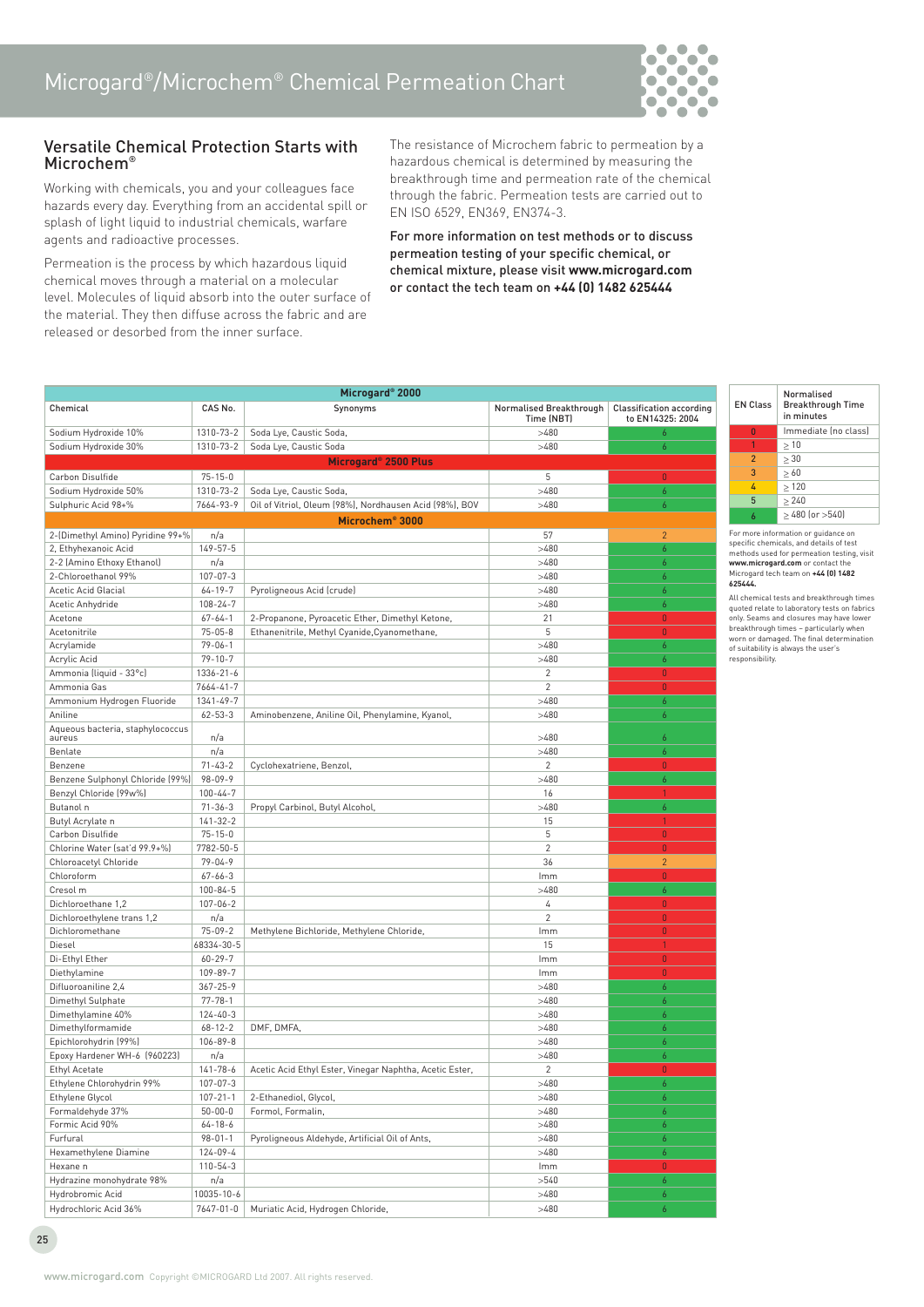# Microgard®/Microchem® Chemical Permeation Chart

## Versatile Chemical Protection Starts with Microchem®

Working with chemicals, you and your colleagues face hazards every day. Everything from an accidental spill or splash of light liquid to industrial chemicals, warfare agents and radioactive processes.

Permeation is the process by which hazardous liquid chemical moves through a material on a molecular level. Molecules of liquid absorb into the outer surface of the material. They then diffuse across the fabric and are released or desorbed from the inner surface.

The resistance of Microchem fabric to permeation by a hazardous chemical is determined by measuring the breakthrough time and permeation rate of the chemical through the fabric. Permeation tests are carried out to EN ISO 6529, EN369, EN374-3.

**For more information on test methods or to discuss permeation testing of your specific chemical, or chemical mixture, please visit www.microgard.com or contact the tech team on +44 (0) 1482 625444**

| Chemical | CAS No. | Synonyms | Normalised Breakthrough Time (NBT) | Classification according to EN14325: 2004 |
|---|---|---|---|---|
| **Microgard® 2000** | | | | |
| Sodium Hydroxide 10% | 1310-73-2 | Soda Lye, Caustic Soda, | >480 | 6 |
| Sodium Hydroxide 30% | 1310-73-2 | Soda Lye, Caustic Soda | >480 | 6 |
| **Microgard® 2500 Plus** | | | | |
| Carbon Disulfide | 75-15-0 | | 5 | 0 |
| Sodium Hydroxide 50% | 1310-73-2 | Soda Lye, Caustic Soda, | >480 | 6 |
| Sulphuric Acid 98+% | 7664-93-9 | Oil of Vitriol, Oleum (98%), Nordhausen Acid (98%), BOV | >480 | 6 |
| **Microchem® 3000** | | | | |
| 2-(Dimethyl Amino) Pyridine 99+% | n/a | | 57 | 2 |
| 2, Ethyhexanoic Acid | 149-57-5 | | >480 | 6 |
| 2-2 (Amino Ethoxy Ethanol) | n/a | | >480 | 6 |
| 2-Chloroethanol 99% | 107-07-3 | | >480 | 6 |
| Acetic Acid Glacial | 64-19-7 | Pyroligneous Acid (crude) | >480 | 6 |
| Acetic Anhydride | 108-24-7 | | >480 | 6 |
| Acetone | 67-64-1 | 2-Propanone, Pyroacetic Ether, Dimethyl Ketone, | 21 | 0 |
| Acetonitrile | 75-05-8 | Ethanenitrile, Methyl Cyanide,Cyanomethane, | 5 | 0 |
| Acrylamide | 79-06-1 | | >480 | 6 |
| Acrylic Acid | 79-10-7 | | >480 | 6 |
| Ammonia (liquid - 33°c) | 1336-21-6 | | 2 | 0 |
| Ammonia Gas | 7664-41-7 | | 2 | 0 |
| Ammonium Hydrogen Fluoride | 1341-49-7 | | >480 | 6 |
| Aniline | 62-53-3 | Aminobenzene, Aniline Oil, Phenylamine, Kyanol, | >480 | 6 |
| Aqueous bacteria, staphylococcus aureus | n/a | | >480 | 6 |
| Benlate | n/a | | >480 | 6 |
| Benzene | 71-43-2 | Cyclohexatriene, Benzol, | 2 | 0 |
| Benzene Sulphonyl Chloride (99%) | 98-09-9 | | >480 | 6 |
| Benzyl Chloride (99w%) | 100-44-7 | | 16 | 1 |
| Butanol n | 71-36-3 | Propyl Carbinol, Butyl Alcohol, | >480 | 6 |
| Butyl Acrylate n | 141-32-2 | | 15 | 1 |
| Carbon Disulfide | 75-15-0 | | 5 | 0 |
| Chlorine Water (sat'd 99.9+%) | 7782-50-5 | | 2 | 0 |
| Chloroacetyl Chloride | 79-04-9 | | 36 | 2 |
| Chloroform | 67-66-3 | | Imm | 0 |
| Cresol m | 100-84-5 | | >480 | 6 |
| Dichloroethane 1,2 | 107-06-2 | | 4 | 0 |
| Dichloroethylene trans 1,2 | n/a | | 2 | 0 |
| Dichloromethane | 75-09-2 | Methylene Bichloride, Methylene Chloride, | Imm | 0 |
| Diesel | 68334-30-5 | | 15 | 1 |
| Di-Ethyl Ether | 60-29-7 | | Imm | 0 |
| Diethylamine | 109-89-7 | | Imm | 0 |
| Difluoroaniline 2,4 | 367-25-9 | | >480 | 6 |
| Dimethyl Sulphate | 77-78-1 | | >480 | 6 |
| Dimethylamine 40% | 124-40-3 | | >480 | 6 |
| Dimethylformamide | 68-12-2 | DMF, DMFA, | >480 | 6 |
| Epichlorohydrin (99%) | 106-89-8 | | >480 | 6 |
| Epoxy Hardener WH-6 (960223) | n/a | | >480 | 6 |
| Ethyl Acetate | 141-78-6 | Acetic Acid Ethyl Ester, Vinegar Naphtha, Acetic Ester, | 2 | 0 |
| Ethylene Chlorohydrin 99% | 107-07-3 | | >480 | 6 |
| Ethylene Glycol | 107-21-1 | 2-Ethanediol, Glycol, | >480 | 6 |
| Formaldehyde 37% | 50-00-0 | Formol, Formalin, | >480 | 6 |
| Formic Acid 90% | 64-18-6 | | >480 | 6 |
| Furfural | 98-01-1 | Pyroligneous Aldehyde, Artificial Oil of Ants, | >480 | 6 |
| Hexamethylene Diamine | 124-09-4 | | >480 | 6 |
| Hexane n | 110-54-3 | | Imm | 0 |
| Hydrazine monohydrate 98% | n/a | | >540 | 6 |
| Hydrobromic Acid | 10035-10-6 | | >480 | 6 |
| Hydrochloric Acid 36% | 7647-01-0 | Muriatic Acid, Hydrogen Chloride, | >480 | 6 |

| EN Class | Normalised Breakthrough Time in minutes |
|---|---|
| 0 | Immediate (no class) |
| 1 | ≥ 10 |
| 2 | ≥ 30 |
| 3 | ≥ 60 |
| 4 | ≥ 120 |
| 5 | ≥ 240 |
| 6 | ≥ 480 (or >540) |

For more information or guidance on specific chemicals, and details of test methods used for permeation testing, visit **www.microgard.com** or contact the Microgard tech team on **+44 (0) 1482 625444.**

All chemical tests and breakthrough times quoted relate to laboratory tests on fabrics only. Seams and closures may have lower breakthrough times – particularly when worn or damaged. The final determination of suitability is always the user's responsibility.

www.microgard.com Copyright ©MICROGARD Ltd 2007. All rights reserved.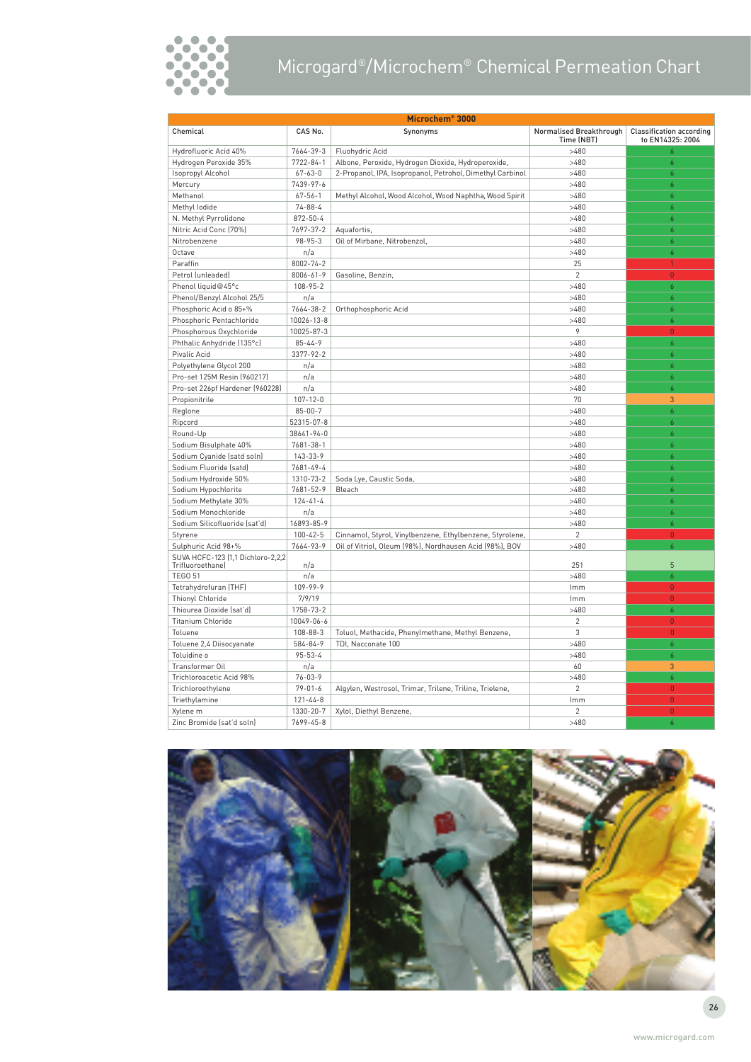# Microgard®/Microchem® Chemical Permeation Chart

| Microchem® 3000 | | | | |
|---|---|---|---|---|
| Chemical | CAS No. | Synonyms | Normalised Breakthrough Time (NBT) | Classification according to EN14325: 2004 |
| Hydrofluoric Acid 40% | 7664-39-3 | Fluohydric Acid | >480 | 6 |
| Hydrogen Peroxide 35% | 7722-84-1 | Albone, Peroxide, Hydrogen Dioxide, Hydroperoxide, | >480 | 6 |
| Isopropyl Alcohol | 67-63-0 | 2-Propanol, IPA, Isopropanol, Petrohol, Dimethyl Carbinol | >480 | 6 |
| Mercury | 7439-97-6 | | >480 | 6 |
| Methanol | 67-56-1 | Methyl Alcohol, Wood Alcohol, Wood Naphtha, Wood Spirit | >480 | 6 |
| Methyl Iodide | 74-88-4 | | >480 | 6 |
| N. Methyl Pyrrolidone | 872-50-4 | | >480 | 6 |
| Nitric Acid Conc (70%) | 7697-37-2 | Aquafortis, | >480 | 6 |
| Nitrobenzene | 98-95-3 | Oil of Mirbane, Nitrobenzol, | >480 | 6 |
| Octave | n/a | | >480 | 6 |
| Paraffin | 8002-74-2 | | 25 | 1 |
| Petrol (unleaded) | 8006-61-9 | Gasoline, Benzin, | 2 | 0 |
| Phenol liquid@45°c | 108-95-2 | | >480 | 6 |
| Phenol/Benzyl Alcohol 25/5 | n/a | | >480 | 6 |
| Phosphoric Acid o 85+% | 7664-38-2 | Orthophosphoric Acid | >480 | 6 |
| Phosphoric Pentachloride | 10026-13-8 | | >480 | 6 |
| Phosphorous Oxychloride | 10025-87-3 | | 9 | 0 |
| Phthalic Anhydride (135°c) | 85-44-9 | | >480 | 6 |
| Pivalic Acid | 3377-92-2 | | >480 | 6 |
| Polyethylene Glycol 200 | n/a | | >480 | 6 |
| Pro-set 125M Resin (960217) | n/a | | >480 | 6 |
| Pro-set 226pf Hardener (960228) | n/a | | >480 | 6 |
| Propionitrile | 107-12-0 | | 70 | 3 |
| Reglone | 85-00-7 | | >480 | 6 |
| Ripcord | 52315-07-8 | | >480 | 6 |
| Round-Up | 38641-94-0 | | >480 | 6 |
| Sodium Bisulphate 40% | 7681-38-1 | | >480 | 6 |
| Sodium Cyanide (satd soln) | 143-33-9 | | >480 | 6 |
| Sodium Fluoride (satd) | 7681-49-4 | | >480 | 6 |
| Sodium Hydroxide 50% | 1310-73-2 | Soda Lye, Caustic Soda, | >480 | 6 |
| Sodium Hypochlorite | 7681-52-9 | Bleach | >480 | 6 |
| Sodium Methylate 30% | 124-41-4 | | >480 | 6 |
| Sodium Monochloride | n/a | | >480 | 6 |
| Sodium Silicofluoride (sat'd) | 16893-85-9 | | >480 | 6 |
| Styrene | 100-42-5 | Cinnamol, Styrol, Vinylbenzene, Ethylbenzene, Styrolene, | 2 | 0 |
| Sulphuric Acid 98+% | 7664-93-9 | Oil of Vitriol, Oleum (98%), Nordhausen Acid (98%), BOV | >480 | 6 |
| SUVA HCFC-123 (1,1 Dichloro-2,2,2 Trifluoroethane) | n/a | | 251 | 5 |
| TEGO 51 | n/a | | >480 | 6 |
| Tetrahydrofuran (THF) | 109-99-9 | | Imm | 0 |
| Thionyl Chloride | 7/9/19 | | Imm | 0 |
| Thiourea Dioxide (sat'd) | 1758-73-2 | | >480 | 6 |
| Titanium Chloride | 10049-06-6 | | 2 | 0 |
| Toluene | 108-88-3 | Toluol, Methacide, Phenylmethane, Methyl Benzene, | 3 | 0 |
| Toluene 2,4 Diisocyanate | 584-84-9 | TDI, Nacconate 100 | >480 | 6 |
| Toluidine o | 95-53-4 | | >480 | 6 |
| Transformer Oil | n/a | | 60 | 3 |
| Trichloroacetic Acid 98% | 76-03-9 | | >480 | 6 |
| Trichloroethylene | 79-01-6 | Algylen, Westrosol, Trimar, Trilene, Triline, Trielene, | 2 | 0 |
| Triethylamine | 121-44-8 | | Imm | 0 |
| Xylene m | 1330-20-7 | Xylol, Diethyl Benzene, | 2 | 0 |
| Zinc Bromide (sat'd soln) | 7699-45-8 | | >480 | 6 |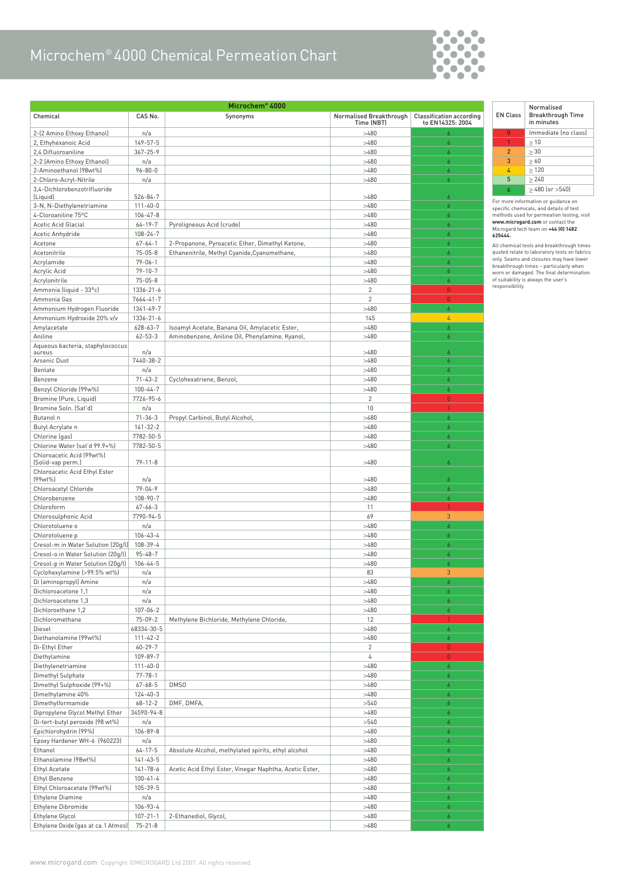# Microchem® 4000 Chemical Permeation Chart

| Microchem® 4000 | | | | |
|---|---|---|---|---|
| Chemical | CAS No. | Synonyms | Normalised Breakthrough Time (NBT) | Classification according to EN14325: 2004 |
| 2-(2 Amino Ethoxy Ethanol) | n/a | | >480 | 6 |
| 2, Ethyhexanoic Acid | 149-57-5 | | >480 | 6 |
| 2,4 Difluoroaniline | 367-25-9 | | >480 | 6 |
| 2-2 (Amino Ethoxy Ethanol) | n/a | | >480 | 6 |
| 2-Aminoethanol (98wt%) | 96-80-0 | | >480 | 6 |
| 2-Chloro-Acryl-Nitrile | n/a | | >480 | 6 |
| 3,4-Dichlorobenzotrifluoride (Liquid) | 526-84-7 | | >480 | 6 |
| 3-N, N-Diethylenetriamine | 111-40-0 | | >480 | 6 |
| 4-Cloroaniline 75°C | 106-47-8 | | >480 | 6 |
| Acetic Acid Glacial | 64-19-7 | Pyroligneous Acid (crude) | >480 | 6 |
| Acetic Anhydride | 108-24-7 | | >480 | 6 |
| Acetone | 67-64-1 | 2-Propanone, Pyroacetic Ether, Dimethyl Ketone, | >480 | 6 |
| Acetonitrile | 75-05-8 | Ethanenitrile, Methyl Cyanide,Cyanomethane, | >480 | 6 |
| Acrylamide | 79-06-1 | | >480 | 6 |
| Acrylic Acid | 79-10-7 | | >480 | 6 |
| Acrylonitrile | 75-05-8 | | >480 | 6 |
| Ammonia (liquid - 33°c) | 1336-21-6 | | 2 | 0 |
| Ammonia Gas | 7664-41-7 | | 2 | 0 |
| Ammonium Hydrogen Fluoride | 1341-49-7 | | >480 | 6 |
| Ammonium Hydroxide 20% v/v | 1336-21-6 | | 145 | 4 |
| Amylacetate | 628-63-7 | Isoamyl Acetate, Banana Oil, Amylacetic Ester, | >480 | 6 |
| Aniline | 62-53-3 | Aminobenzene, Aniline Oil, Phenylamine, Kyanol, | >480 | 6 |
| Aqueous bacteria, staphylococcus aureus | n/a | | >480 | 6 |
| Arsenic Dust | 7440-38-2 | | >480 | 6 |
| Benlate | n/a | | >480 | 6 |
| Benzene | 71-43-2 | Cyclohexatriene, Benzol, | >480 | 6 |
| Benzyl Chloride (99w%) | 100-44-7 | | >480 | 6 |
| Bromine (Pure, Liquid) | 7726-95-6 | | 2 | 0 |
| Bromine Soln. (Sat'd) | n/a | | 10 | 1 |
| Butanol n | 71-36-3 | Propyl Carbinol, Butyl Alcohol, | >480 | 6 |
| Butyl Acrylate n | 141-32-2 | | >480 | 6 |
| Chlorine (gas) | 7782-50-5 | | >480 | 6 |
| Chlorine Water (sat'd 99.9+%) | 7782-50-5 | | >480 | 6 |
| Chloroacetic Acid (99wt%) (Solid-vap perm.) | 79-11-8 | | >480 | 6 |
| Chloroacetic Acid Ethyl Ester (99wt%) | n/a | | >480 | 6 |
| Chloroacetyl Chloride | 79-04-9 | | >480 | 6 |
| Chlorobenzene | 108-90-7 | | >480 | 6 |
| Chloroform | 67-66-3 | | 11 | 1 |
| Chlorosulphonic Acid | 7790-94-5 | | 69 | 3 |
| Chlorotoluene o | n/a | | >480 | 6 |
| Chlorotoluene p | 106-43-4 | | >480 | 6 |
| Cresol-m in Water Solution (20g/l) | 108-39-4 | | >480 | 6 |
| Cresol-o in Water Solution (20g/l) | 95-48-7 | | >480 | 6 |
| Cresol-p in Water Solution (20g/l) | 106-44-5 | | >480 | 6 |
| Cyclohexylamine (>99.5% wt%) | n/a | | 83 | 3 |
| Di (aminopropyl) Amine | n/a | | >480 | 6 |
| Dichloroacetone 1,1 | n/a | | >480 | 6 |
| Dichloroacetone 1,3 | n/a | | >480 | 6 |
| Dichloroethane 1,2 | 107-06-2 | | >480 | 6 |
| Dichloromethane | 75-09-2 | Methylene Bichloride, Methylene Chloride, | 12 | 1 |
| Diesel | 68334-30-5 | | >480 | 6 |
| Diethanolamine (99wt%) | 111-42-2 | | >480 | 6 |
| Di-Ethyl Ether | 60-29-7 | | 2 | 0 |
| Diethylamine | 109-89-7 | | 4 | 0 |
| Diethylenetriamine | 111-40-0 | | >480 | 6 |
| Dimethyl Sulphate | 77-78-1 | | >480 | 6 |
| Dimethyl Sulphoxide (99+%) | 67-68-5 | DMSO | >480 | 6 |
| Dimethylamine 40% | 124-40-3 | | >480 | 6 |
| Dimethylformamide | 68-12-2 | DMF, DMFA, | >540 | 6 |
| Dipropylene Glycol Methyl Ether | 34590-94-8 | | >480 | 6 |
| Di-tert-butyl peroxide (98 wt%) | n/a | | >540 | 6 |
| Epichlorohydrin (99%) | 106-89-8 | | >480 | 6 |
| Epoxy Hardener WH-6 (960223) | n/a | | >480 | 6 |
| Ethanol | 64-17-5 | Absolute Alcohol, methylated spirits, ethyl alcohol | >480 | 6 |
| Ethanolamine (98wt%) | 141-43-5 | | >480 | 6 |
| Ethyl Acetate | 141-78-6 | Acetic Acid Ethyl Ester, Vinegar Naphtha, Acetic Ester, | >480 | 6 |
| Ethyl Benzene | 100-41-4 | | >480 | 6 |
| Ethyl Chloroacetate (99wt%) | 105-39-5 | | >480 | 6 |
| Ethylene Diamine | n/a | | >480 | 6 |
| Ethylene Dibromide | 106-93-4 | | >480 | 6 |
| Ethylene Glycol | 107-21-1 | 2-Ethanediol, Glycol, | >480 | 6 |
| Ethylene Oxide (gas at ca.1 Atmos) | 75-21-8 | | >480 | 6 |

| EN Class | Normalised Breakthrough Time in minutes |
|---|---|
| 0 | Immediate (no class) |
| 1 | ≥ 10 |
| 2 | ≥ 30 |
| 3 | ≥ 60 |
| 4 | ≥ 120 |
| 5 | ≥ 240 |
| 6 | ≥ 480 (or >540) |

For more information or guidance on specific chemicals, and details of test methods used for permeation testing, visit **www.microgard.com** or contact the Microgard tech team on **+44 (0) 1482 625444.**

All chemical tests and breakthrough times quoted relate to laboratory tests on fabrics only. Seams and closures may have lower breakthrough times – particularly when worn or damaged. The final determination of suitability is always the user's responsibility.

www.microgard.com Copyright ©MICROGARD Ltd 2007. All rights reserved.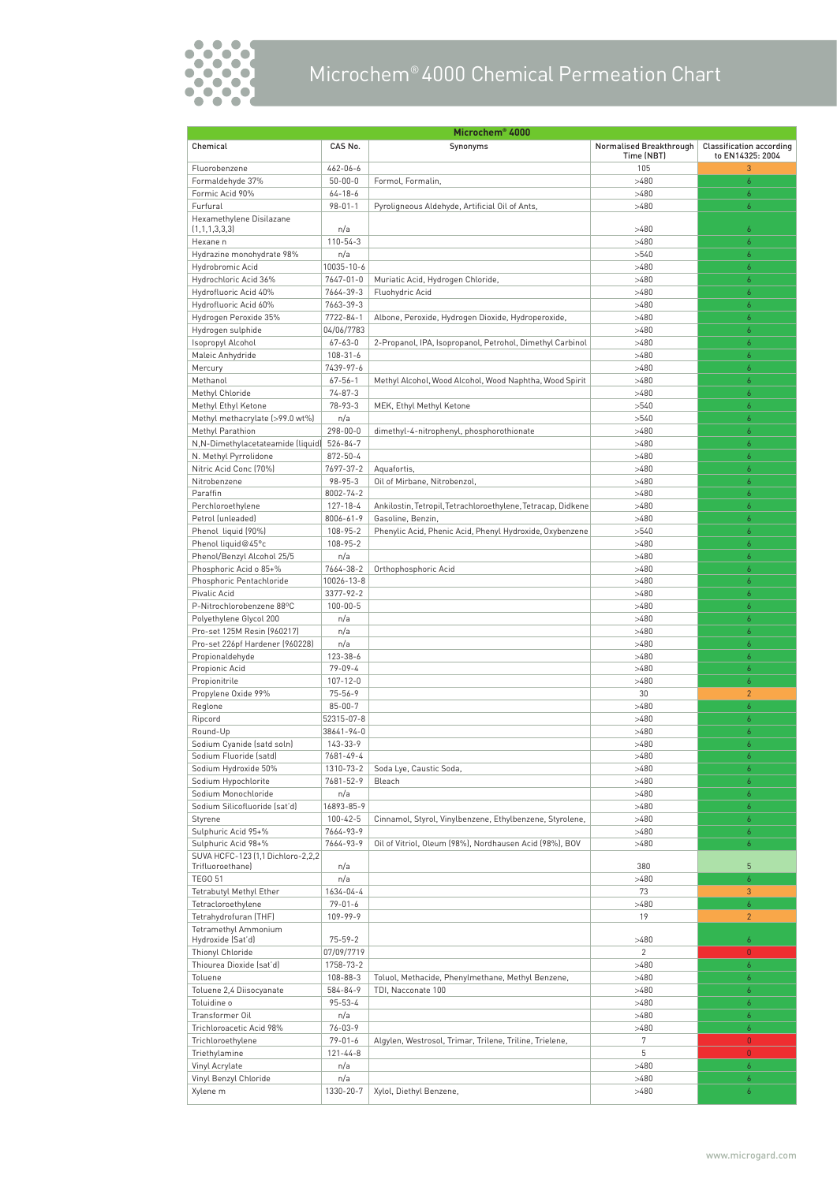# Microchem® 4000 Chemical Permeation Chart

| Microchem® 4000 | | | | |
|---|---|---|---|---|
| Chemical | CAS No. | Synonyms | Normalised Breakthrough Time (NBT) | Classification according to EN14325: 2004 |
| Fluorobenzene | 462-06-6 | | 105 | 3 |
| Formaldehyde 37% | 50-00-0 | Formol, Formalin, | >480 | 6 |
| Formic Acid 90% | 64-18-6 | | >480 | 6 |
| Furfural | 98-01-1 | Pyroligneous Aldehyde, Artificial Oil of Ants, | >480 | 6 |
| Hexamethylene Disilazane (1,1,1,3,3,3) | n/a | | >480 | 6 |
| Hexane n | 110-54-3 | | >480 | 6 |
| Hydrazine monohydrate 98% | n/a | | >540 | 6 |
| Hydrobromic Acid | 10035-10-6 | | >480 | 6 |
| Hydrochloric Acid 36% | 7647-01-0 | Muriatic Acid, Hydrogen Chloride, | >480 | 6 |
| Hydrofluoric Acid 40% | 7664-39-3 | Fluohydric Acid | >480 | 6 |
| Hydrofluoric Acid 60% | 7663-39-3 | | >480 | 6 |
| Hydrogen Peroxide 35% | 7722-84-1 | Albone, Peroxide, Hydrogen Dioxide, Hydroperoxide, | >480 | 6 |
| Hydrogen sulphide | 04/06/7783 | | >480 | 6 |
| Isopropyl Alcohol | 67-63-0 | 2-Propanol, IPA, Isopropanol, Petrohol, Dimethyl Carbinol | >480 | 6 |
| Maleic Anhydride | 108-31-6 | | >480 | 6 |
| Mercury | 7439-97-6 | | >480 | 6 |
| Methanol | 67-56-1 | Methyl Alcohol, Wood Alcohol, Wood Naphtha, Wood Spirit | >480 | 6 |
| Methyl Chloride | 74-87-3 | | >480 | 6 |
| Methyl Ethyl Ketone | 78-93-3 | MEK, Ethyl Methyl Ketone | >540 | 6 |
| Methyl methacrylate (>99.0 wt%) | n/a | | >540 | 6 |
| Methyl Parathion | 298-00-0 | dimethyl-4-nitrophenyl, phosphorothionate | >480 | 6 |
| N,N-Dimethylacetateamide (liquid) | 526-84-7 | | >480 | 6 |
| N. Methyl Pyrrolidone | 872-50-4 | | >480 | 6 |
| Nitric Acid Conc (70%) | 7697-37-2 | Aquafortis, | >480 | 6 |
| Nitrobenzene | 98-95-3 | Oil of Mirbane, Nitrobenzol, | >480 | 6 |
| Paraffin | 8002-74-2 | | >480 | 6 |
| Perchloroethylene | 127-18-4 | Ankilostin, Tetropil, Tetrachloroethylene, Tetracap, Didkene | >480 | 6 |
| Petrol (unleaded) | 8006-61-9 | Gasoline, Benzin, | >480 | 6 |
| Phenol liquid (90%) | 108-95-2 | Phenylic Acid, Phenic Acid, Phenyl Hydroxide, Oxybenzene | >540 | 6 |
| Phenol liquid@45°c | 108-95-2 | | >480 | 6 |
| Phenol/Benzyl Alcohol 25/5 | n/a | | >480 | 6 |
| Phosphoric Acid o 85+% | 7664-38-2 | Orthophosphoric Acid | >480 | 6 |
| Phosphoric Pentachloride | 10026-13-8 | | >480 | 6 |
| Pivalic Acid | 3377-92-2 | | >480 | 6 |
| P-Nitrochlorobenzene 88°C | 100-00-5 | | >480 | 6 |
| Polyethylene Glycol 200 | n/a | | >480 | 6 |
| Pro-set 125M Resin (960217) | n/a | | >480 | 6 |
| Pro-set 226pf Hardener (960228) | n/a | | >480 | 6 |
| Propionaldehyde | 123-38-6 | | >480 | 6 |
| Propionic Acid | 79-09-4 | | >480 | 6 |
| Propionitrile | 107-12-0 | | >480 | 6 |
| Propylene Oxide 99% | 75-56-9 | | 30 | 2 |
| Reglone | 85-00-7 | | >480 | 6 |
| Ripcord | 52315-07-8 | | >480 | 6 |
| Round-Up | 38641-94-0 | | >480 | 6 |
| Sodium Cyanide (satd soln) | 143-33-9 | | >480 | 6 |
| Sodium Fluoride (satd) | 7681-49-4 | | >480 | 6 |
| Sodium Hydroxide 50% | 1310-73-2 | Soda Lye, Caustic Soda, | >480 | 6 |
| Sodium Hypochlorite | 7681-52-9 | Bleach | >480 | 6 |
| Sodium Monochloride | n/a | | >480 | 6 |
| Sodium Silicofluoride (sat'd) | 16893-85-9 | | >480 | 6 |
| Styrene | 100-42-5 | Cinnamol, Styrol, Vinylbenzene, Ethylbenzene, Styrolene, | >480 | 6 |
| Sulphuric Acid 95+% | 7664-93-9 | | >480 | 6 |
| Sulphuric Acid 98+% | 7664-93-9 | Oil of Vitriol, Oleum (98%), Nordhausen Acid (98%), BOV | >480 | 6 |
| SUVA HCFC-123 (1,1 Dichloro-2,2,2 Trifluoroethane) | n/a | | 380 | 5 |
| TEGO 51 | n/a | | >480 | 6 |
| Tetrabutyl Methyl Ether | 1634-04-4 | | 73 | 3 |
| Tetracloroethylene | 79-01-6 | | >480 | 6 |
| Tetrahydrofuran (THF) | 109-99-9 | | 19 | 2 |
| Tetramethyl Ammonium Hydroxide (Sat'd) | 75-59-2 | | >480 | 6 |
| Thionyl Chloride | 07/09/7719 | | 2 | 0 |
| Thiourea Dioxide (sat'd) | 1758-73-2 | | >480 | 6 |
| Toluene | 108-88-3 | Toluol, Methacide, Phenylmethane, Methyl Benzene, | >480 | 6 |
| Toluene 2,4 Diisocyanate | 584-84-9 | TDI, Nacconate 100 | >480 | 6 |
| Toluidine o | 95-53-4 | | >480 | 6 |
| Transformer Oil | n/a | | >480 | 6 |
| Trichloroacetic Acid 98% | 76-03-9 | | >480 | 6 |
| Trichloroethylene | 79-01-6 | Algylen, Westrosol, Trimar, Trilene, Triline, Trielene, | 7 | 0 |
| Triethylamine | 121-44-8 | | 5 | 0 |
| Vinyl Acrylate | n/a | | >480 | 6 |
| Vinyl Benzyl Chloride | n/a | | >480 | 6 |
| Xylene m | 1330-20-7 | Xylol, Diethyl Benzene, | >480 | 6 |

www.microgard.com